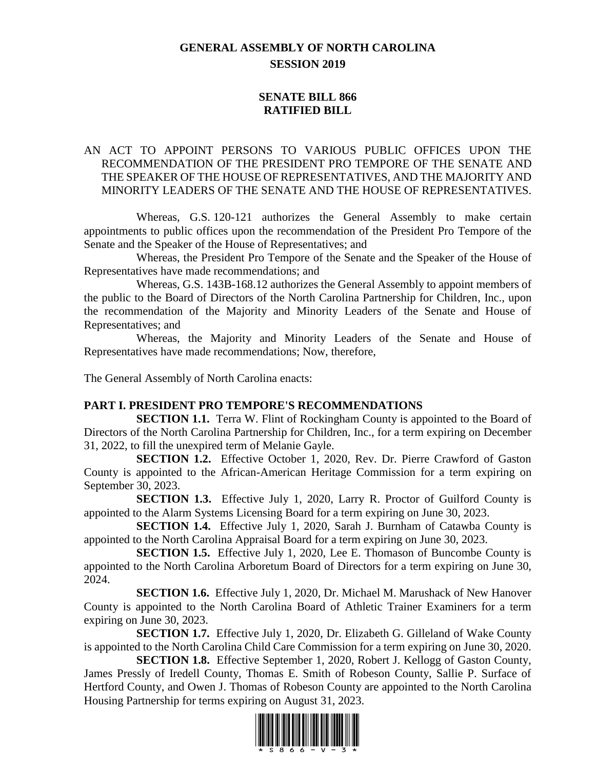# GENERAL ASSEMBLY OF NORTH CAROLINA
## SESSION 2019

## SENATE BILL 866
## RATIFIED BILL

AN ACT TO APPOINT PERSONS TO VARIOUS PUBLIC OFFICES UPON THE RECOMMENDATION OF THE PRESIDENT PRO TEMPORE OF THE SENATE AND THE SPEAKER OF THE HOUSE OF REPRESENTATIVES, AND THE MAJORITY AND MINORITY LEADERS OF THE SENATE AND THE HOUSE OF REPRESENTATIVES.

Whereas, G.S. 120-121 authorizes the General Assembly to make certain appointments to public offices upon the recommendation of the President Pro Tempore of the Senate and the Speaker of the House of Representatives; and

Whereas, the President Pro Tempore of the Senate and the Speaker of the House of Representatives have made recommendations; and

Whereas, G.S. 143B-168.12 authorizes the General Assembly to appoint members of the public to the Board of Directors of the North Carolina Partnership for Children, Inc., upon the recommendation of the Majority and Minority Leaders of the Senate and House of Representatives; and

Whereas, the Majority and Minority Leaders of the Senate and House of Representatives have made recommendations; Now, therefore,

The General Assembly of North Carolina enacts:

**PART I. PRESIDENT PRO TEMPORE'S RECOMMENDATIONS**

**SECTION 1.1.** Terra W. Flint of Rockingham County is appointed to the Board of Directors of the North Carolina Partnership for Children, Inc., for a term expiring on December 31, 2022, to fill the unexpired term of Melanie Gayle.

**SECTION 1.2.** Effective October 1, 2020, Rev. Dr. Pierre Crawford of Gaston County is appointed to the African-American Heritage Commission for a term expiring on September 30, 2023.

**SECTION 1.3.** Effective July 1, 2020, Larry R. Proctor of Guilford County is appointed to the Alarm Systems Licensing Board for a term expiring on June 30, 2023.

**SECTION 1.4.** Effective July 1, 2020, Sarah J. Burnham of Catawba County is appointed to the North Carolina Appraisal Board for a term expiring on June 30, 2023.

**SECTION 1.5.** Effective July 1, 2020, Lee E. Thomason of Buncombe County is appointed to the North Carolina Arboretum Board of Directors for a term expiring on June 30, 2024.

**SECTION 1.6.** Effective July 1, 2020, Dr. Michael M. Marushack of New Hanover County is appointed to the North Carolina Board of Athletic Trainer Examiners for a term expiring on June 30, 2023.

**SECTION 1.7.** Effective July 1, 2020, Dr. Elizabeth G. Gilleland of Wake County is appointed to the North Carolina Child Care Commission for a term expiring on June 30, 2020.

**SECTION 1.8.** Effective September 1, 2020, Robert J. Kellogg of Gaston County, James Pressly of Iredell County, Thomas E. Smith of Robeson County, Sallie P. Surface of Hertford County, and Owen J. Thomas of Robeson County are appointed to the North Carolina Housing Partnership for terms expiring on August 31, 2023.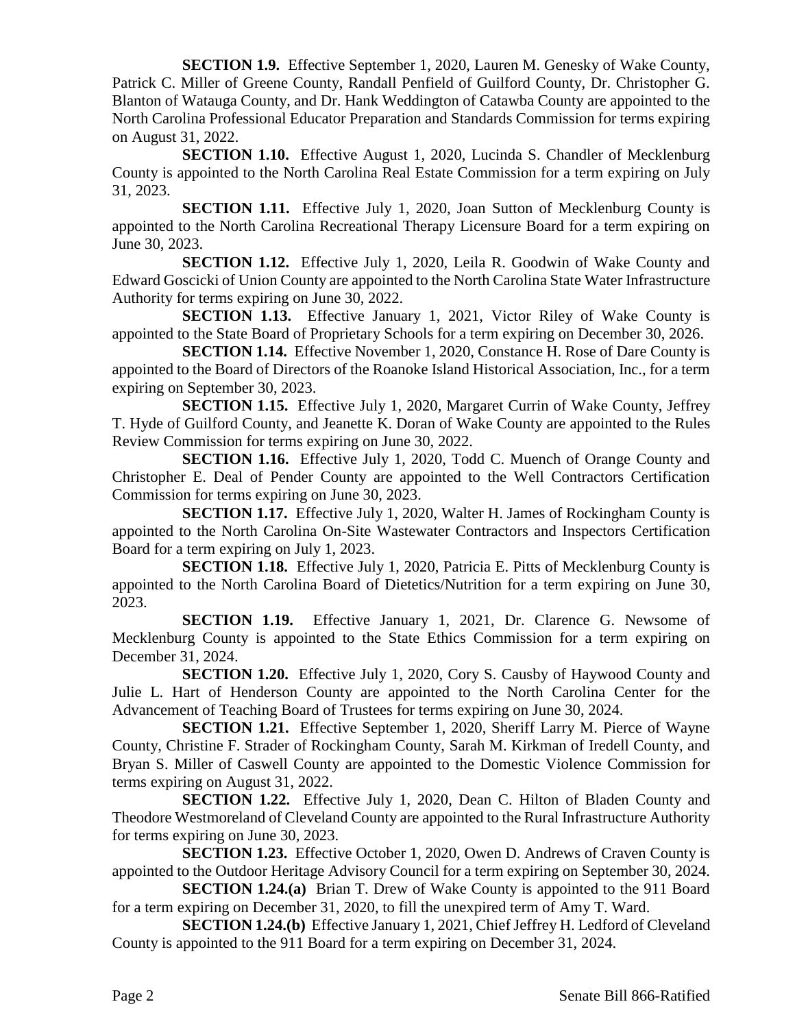**SECTION 1.9.** Effective September 1, 2020, Lauren M. Genesky of Wake County, Patrick C. Miller of Greene County, Randall Penfield of Guilford County, Dr. Christopher G. Blanton of Watauga County, and Dr. Hank Weddington of Catawba County are appointed to the North Carolina Professional Educator Preparation and Standards Commission for terms expiring on August 31, 2022.

**SECTION 1.10.** Effective August 1, 2020, Lucinda S. Chandler of Mecklenburg County is appointed to the North Carolina Real Estate Commission for a term expiring on July 31, 2023.

**SECTION 1.11.** Effective July 1, 2020, Joan Sutton of Mecklenburg County is appointed to the North Carolina Recreational Therapy Licensure Board for a term expiring on June 30, 2023.

**SECTION 1.12.** Effective July 1, 2020, Leila R. Goodwin of Wake County and Edward Goscicki of Union County are appointed to the North Carolina State Water Infrastructure Authority for terms expiring on June 30, 2022.

**SECTION 1.13.** Effective January 1, 2021, Victor Riley of Wake County is appointed to the State Board of Proprietary Schools for a term expiring on December 30, 2026.

**SECTION 1.14.** Effective November 1, 2020, Constance H. Rose of Dare County is appointed to the Board of Directors of the Roanoke Island Historical Association, Inc., for a term expiring on September 30, 2023.

**SECTION 1.15.** Effective July 1, 2020, Margaret Currin of Wake County, Jeffrey T. Hyde of Guilford County, and Jeanette K. Doran of Wake County are appointed to the Rules Review Commission for terms expiring on June 30, 2022.

**SECTION 1.16.** Effective July 1, 2020, Todd C. Muench of Orange County and Christopher E. Deal of Pender County are appointed to the Well Contractors Certification Commission for terms expiring on June 30, 2023.

**SECTION 1.17.** Effective July 1, 2020, Walter H. James of Rockingham County is appointed to the North Carolina On-Site Wastewater Contractors and Inspectors Certification Board for a term expiring on July 1, 2023.

**SECTION 1.18.** Effective July 1, 2020, Patricia E. Pitts of Mecklenburg County is appointed to the North Carolina Board of Dietetics/Nutrition for a term expiring on June 30, 2023.

**SECTION 1.19.** Effective January 1, 2021, Dr. Clarence G. Newsome of Mecklenburg County is appointed to the State Ethics Commission for a term expiring on December 31, 2024.

**SECTION 1.20.** Effective July 1, 2020, Cory S. Causby of Haywood County and Julie L. Hart of Henderson County are appointed to the North Carolina Center for the Advancement of Teaching Board of Trustees for terms expiring on June 30, 2024.

**SECTION 1.21.** Effective September 1, 2020, Sheriff Larry M. Pierce of Wayne County, Christine F. Strader of Rockingham County, Sarah M. Kirkman of Iredell County, and Bryan S. Miller of Caswell County are appointed to the Domestic Violence Commission for terms expiring on August 31, 2022.

**SECTION 1.22.** Effective July 1, 2020, Dean C. Hilton of Bladen County and Theodore Westmoreland of Cleveland County are appointed to the Rural Infrastructure Authority for terms expiring on June 30, 2023.

**SECTION 1.23.** Effective October 1, 2020, Owen D. Andrews of Craven County is appointed to the Outdoor Heritage Advisory Council for a term expiring on September 30, 2024.

**SECTION 1.24.(a)** Brian T. Drew of Wake County is appointed to the 911 Board for a term expiring on December 31, 2020, to fill the unexpired term of Amy T. Ward.

**SECTION 1.24.(b)** Effective January 1, 2021, Chief Jeffrey H. Ledford of Cleveland County is appointed to the 911 Board for a term expiring on December 31, 2024.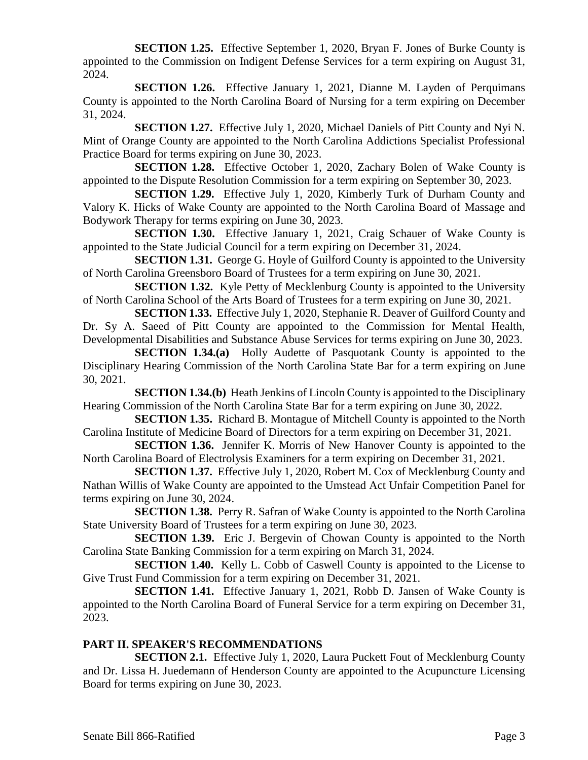**SECTION 1.25.** Effective September 1, 2020, Bryan F. Jones of Burke County is appointed to the Commission on Indigent Defense Services for a term expiring on August 31, 2024.

**SECTION 1.26.** Effective January 1, 2021, Dianne M. Layden of Perquimans County is appointed to the North Carolina Board of Nursing for a term expiring on December 31, 2024.

**SECTION 1.27.** Effective July 1, 2020, Michael Daniels of Pitt County and Nyi N. Mint of Orange County are appointed to the North Carolina Addictions Specialist Professional Practice Board for terms expiring on June 30, 2023.

**SECTION 1.28.** Effective October 1, 2020, Zachary Bolen of Wake County is appointed to the Dispute Resolution Commission for a term expiring on September 30, 2023.

**SECTION 1.29.** Effective July 1, 2020, Kimberly Turk of Durham County and Valory K. Hicks of Wake County are appointed to the North Carolina Board of Massage and Bodywork Therapy for terms expiring on June 30, 2023.

**SECTION 1.30.** Effective January 1, 2021, Craig Schauer of Wake County is appointed to the State Judicial Council for a term expiring on December 31, 2024.

**SECTION 1.31.** George G. Hoyle of Guilford County is appointed to the University of North Carolina Greensboro Board of Trustees for a term expiring on June 30, 2021.

**SECTION 1.32.** Kyle Petty of Mecklenburg County is appointed to the University of North Carolina School of the Arts Board of Trustees for a term expiring on June 30, 2021.

**SECTION 1.33.** Effective July 1, 2020, Stephanie R. Deaver of Guilford County and Dr. Sy A. Saeed of Pitt County are appointed to the Commission for Mental Health, Developmental Disabilities and Substance Abuse Services for terms expiring on June 30, 2023.

**SECTION 1.34.(a)** Holly Audette of Pasquotank County is appointed to the Disciplinary Hearing Commission of the North Carolina State Bar for a term expiring on June 30, 2021.

**SECTION 1.34.(b)** Heath Jenkins of Lincoln County is appointed to the Disciplinary Hearing Commission of the North Carolina State Bar for a term expiring on June 30, 2022.

**SECTION 1.35.** Richard B. Montague of Mitchell County is appointed to the North Carolina Institute of Medicine Board of Directors for a term expiring on December 31, 2021.

**SECTION 1.36.** Jennifer K. Morris of New Hanover County is appointed to the North Carolina Board of Electrolysis Examiners for a term expiring on December 31, 2021.

**SECTION 1.37.** Effective July 1, 2020, Robert M. Cox of Mecklenburg County and Nathan Willis of Wake County are appointed to the Umstead Act Unfair Competition Panel for terms expiring on June 30, 2024.

**SECTION 1.38.** Perry R. Safran of Wake County is appointed to the North Carolina State University Board of Trustees for a term expiring on June 30, 2023.

**SECTION 1.39.** Eric J. Bergevin of Chowan County is appointed to the North Carolina State Banking Commission for a term expiring on March 31, 2024.

**SECTION 1.40.** Kelly L. Cobb of Caswell County is appointed to the License to Give Trust Fund Commission for a term expiring on December 31, 2021.

**SECTION 1.41.** Effective January 1, 2021, Robb D. Jansen of Wake County is appointed to the North Carolina Board of Funeral Service for a term expiring on December 31, 2023.

## PART II. SPEAKER'S RECOMMENDATIONS

**SECTION 2.1.** Effective July 1, 2020, Laura Puckett Fout of Mecklenburg County and Dr. Lissa H. Juedemann of Henderson County are appointed to the Acupuncture Licensing Board for terms expiring on June 30, 2023.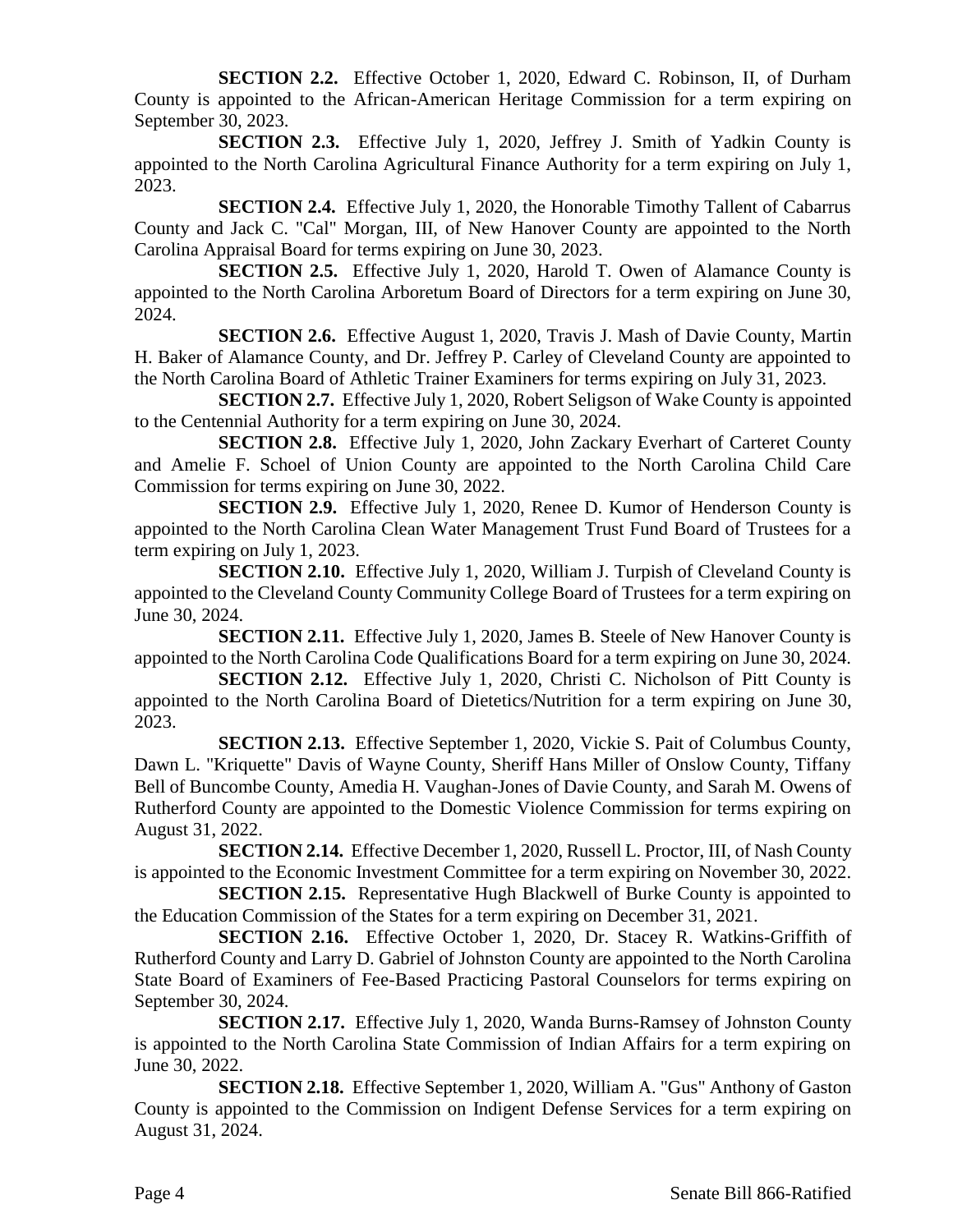**SECTION 2.2.** Effective October 1, 2020, Edward C. Robinson, II, of Durham County is appointed to the African-American Heritage Commission for a term expiring on September 30, 2023.

**SECTION 2.3.** Effective July 1, 2020, Jeffrey J. Smith of Yadkin County is appointed to the North Carolina Agricultural Finance Authority for a term expiring on July 1, 2023.

**SECTION 2.4.** Effective July 1, 2020, the Honorable Timothy Tallent of Cabarrus County and Jack C. "Cal" Morgan, III, of New Hanover County are appointed to the North Carolina Appraisal Board for terms expiring on June 30, 2023.

**SECTION 2.5.** Effective July 1, 2020, Harold T. Owen of Alamance County is appointed to the North Carolina Arboretum Board of Directors for a term expiring on June 30, 2024.

**SECTION 2.6.** Effective August 1, 2020, Travis J. Mash of Davie County, Martin H. Baker of Alamance County, and Dr. Jeffrey P. Carley of Cleveland County are appointed to the North Carolina Board of Athletic Trainer Examiners for terms expiring on July 31, 2023.

**SECTION 2.7.** Effective July 1, 2020, Robert Seligson of Wake County is appointed to the Centennial Authority for a term expiring on June 30, 2024.

**SECTION 2.8.** Effective July 1, 2020, John Zackary Everhart of Carteret County and Amelie F. Schoel of Union County are appointed to the North Carolina Child Care Commission for terms expiring on June 30, 2022.

**SECTION 2.9.** Effective July 1, 2020, Renee D. Kumor of Henderson County is appointed to the North Carolina Clean Water Management Trust Fund Board of Trustees for a term expiring on July 1, 2023.

**SECTION 2.10.** Effective July 1, 2020, William J. Turpish of Cleveland County is appointed to the Cleveland County Community College Board of Trustees for a term expiring on June 30, 2024.

**SECTION 2.11.** Effective July 1, 2020, James B. Steele of New Hanover County is appointed to the North Carolina Code Qualifications Board for a term expiring on June 30, 2024.

**SECTION 2.12.** Effective July 1, 2020, Christi C. Nicholson of Pitt County is appointed to the North Carolina Board of Dietetics/Nutrition for a term expiring on June 30, 2023.

**SECTION 2.13.** Effective September 1, 2020, Vickie S. Pait of Columbus County, Dawn L. "Kriquette" Davis of Wayne County, Sheriff Hans Miller of Onslow County, Tiffany Bell of Buncombe County, Amedia H. Vaughan-Jones of Davie County, and Sarah M. Owens of Rutherford County are appointed to the Domestic Violence Commission for terms expiring on August 31, 2022.

**SECTION 2.14.** Effective December 1, 2020, Russell L. Proctor, III, of Nash County is appointed to the Economic Investment Committee for a term expiring on November 30, 2022.

**SECTION 2.15.** Representative Hugh Blackwell of Burke County is appointed to the Education Commission of the States for a term expiring on December 31, 2021.

**SECTION 2.16.** Effective October 1, 2020, Dr. Stacey R. Watkins-Griffith of Rutherford County and Larry D. Gabriel of Johnston County are appointed to the North Carolina State Board of Examiners of Fee-Based Practicing Pastoral Counselors for terms expiring on September 30, 2024.

**SECTION 2.17.** Effective July 1, 2020, Wanda Burns-Ramsey of Johnston County is appointed to the North Carolina State Commission of Indian Affairs for a term expiring on June 30, 2022.

**SECTION 2.18.** Effective September 1, 2020, William A. "Gus" Anthony of Gaston County is appointed to the Commission on Indigent Defense Services for a term expiring on August 31, 2024.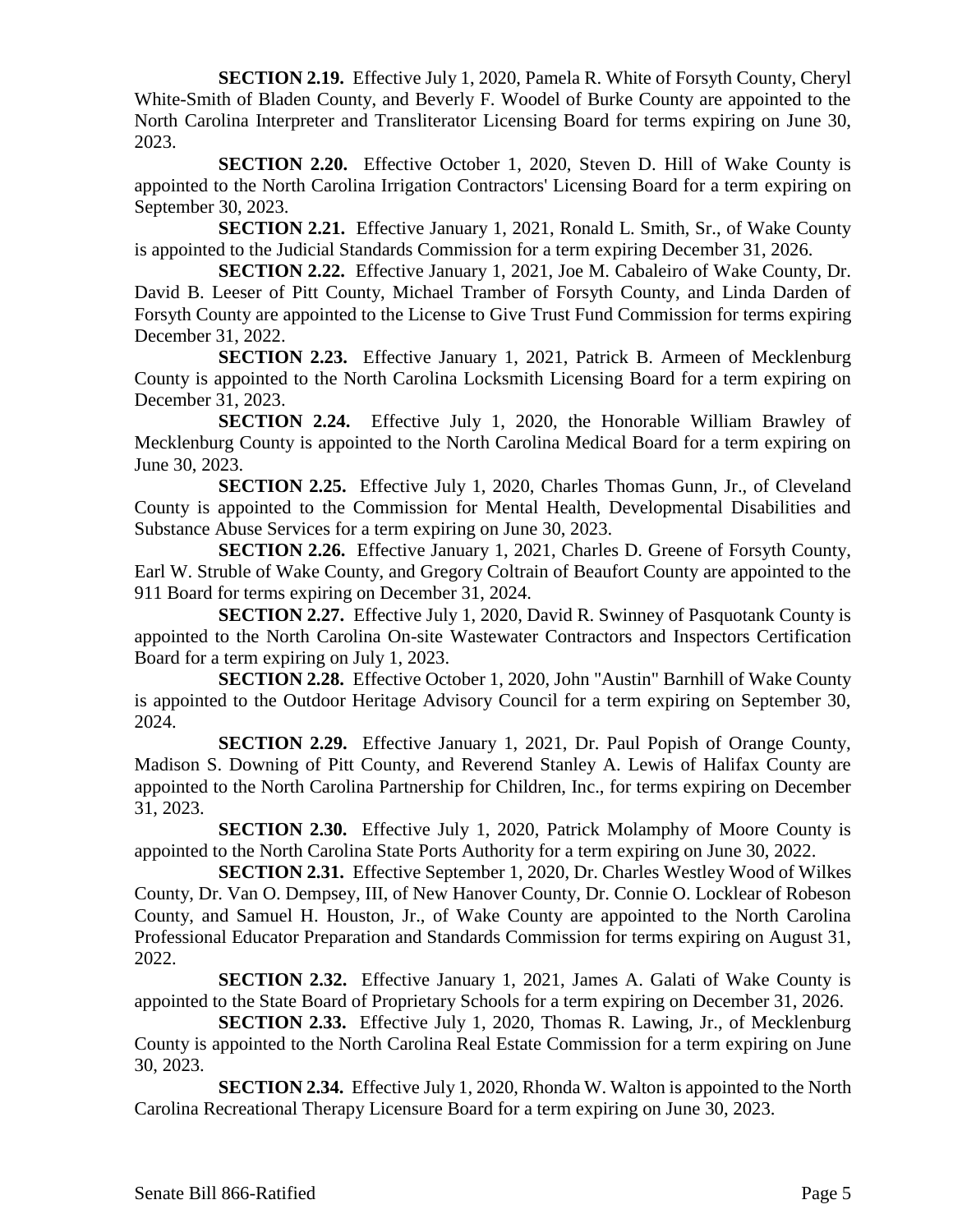**SECTION 2.19.** Effective July 1, 2020, Pamela R. White of Forsyth County, Cheryl White-Smith of Bladen County, and Beverly F. Woodel of Burke County are appointed to the North Carolina Interpreter and Transliterator Licensing Board for terms expiring on June 30, 2023.

**SECTION 2.20.** Effective October 1, 2020, Steven D. Hill of Wake County is appointed to the North Carolina Irrigation Contractors' Licensing Board for a term expiring on September 30, 2023.

**SECTION 2.21.** Effective January 1, 2021, Ronald L. Smith, Sr., of Wake County is appointed to the Judicial Standards Commission for a term expiring December 31, 2026.

**SECTION 2.22.** Effective January 1, 2021, Joe M. Cabaleiro of Wake County, Dr. David B. Leeser of Pitt County, Michael Tramber of Forsyth County, and Linda Darden of Forsyth County are appointed to the License to Give Trust Fund Commission for terms expiring December 31, 2022.

**SECTION 2.23.** Effective January 1, 2021, Patrick B. Armeen of Mecklenburg County is appointed to the North Carolina Locksmith Licensing Board for a term expiring on December 31, 2023.

**SECTION 2.24.** Effective July 1, 2020, the Honorable William Brawley of Mecklenburg County is appointed to the North Carolina Medical Board for a term expiring on June 30, 2023.

**SECTION 2.25.** Effective July 1, 2020, Charles Thomas Gunn, Jr., of Cleveland County is appointed to the Commission for Mental Health, Developmental Disabilities and Substance Abuse Services for a term expiring on June 30, 2023.

**SECTION 2.26.** Effective January 1, 2021, Charles D. Greene of Forsyth County, Earl W. Struble of Wake County, and Gregory Coltrain of Beaufort County are appointed to the 911 Board for terms expiring on December 31, 2024.

**SECTION 2.27.** Effective July 1, 2020, David R. Swinney of Pasquotank County is appointed to the North Carolina On-site Wastewater Contractors and Inspectors Certification Board for a term expiring on July 1, 2023.

**SECTION 2.28.** Effective October 1, 2020, John "Austin" Barnhill of Wake County is appointed to the Outdoor Heritage Advisory Council for a term expiring on September 30, 2024.

**SECTION 2.29.** Effective January 1, 2021, Dr. Paul Popish of Orange County, Madison S. Downing of Pitt County, and Reverend Stanley A. Lewis of Halifax County are appointed to the North Carolina Partnership for Children, Inc., for terms expiring on December 31, 2023.

**SECTION 2.30.** Effective July 1, 2020, Patrick Molamphy of Moore County is appointed to the North Carolina State Ports Authority for a term expiring on June 30, 2022.

**SECTION 2.31.** Effective September 1, 2020, Dr. Charles Westley Wood of Wilkes County, Dr. Van O. Dempsey, III, of New Hanover County, Dr. Connie O. Locklear of Robeson County, and Samuel H. Houston, Jr., of Wake County are appointed to the North Carolina Professional Educator Preparation and Standards Commission for terms expiring on August 31, 2022.

**SECTION 2.32.** Effective January 1, 2021, James A. Galati of Wake County is appointed to the State Board of Proprietary Schools for a term expiring on December 31, 2026.

**SECTION 2.33.** Effective July 1, 2020, Thomas R. Lawing, Jr., of Mecklenburg County is appointed to the North Carolina Real Estate Commission for a term expiring on June 30, 2023.

**SECTION 2.34.** Effective July 1, 2020, Rhonda W. Walton is appointed to the North Carolina Recreational Therapy Licensure Board for a term expiring on June 30, 2023.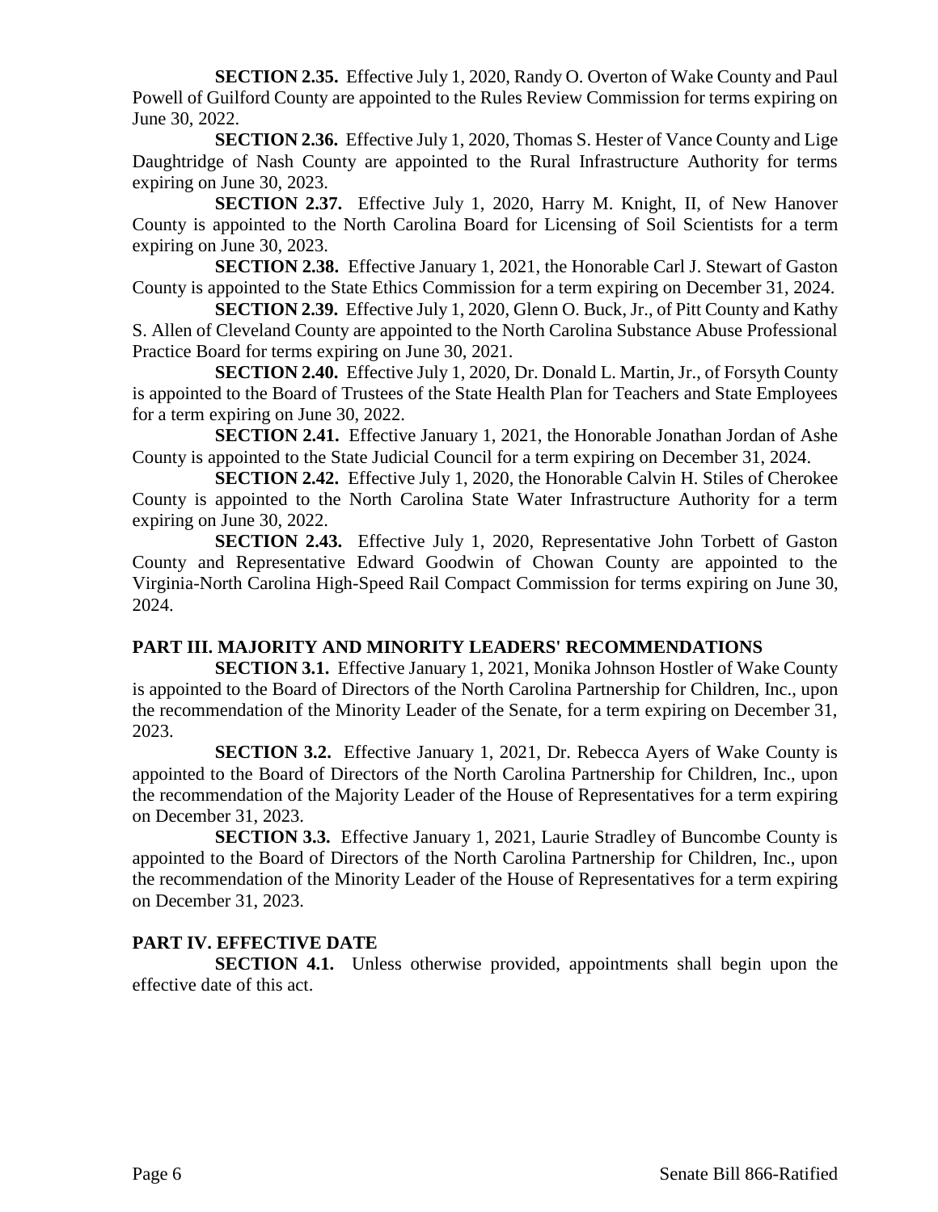**SECTION 2.35.** Effective July 1, 2020, Randy O. Overton of Wake County and Paul Powell of Guilford County are appointed to the Rules Review Commission for terms expiring on June 30, 2022.

**SECTION 2.36.** Effective July 1, 2020, Thomas S. Hester of Vance County and Lige Daughtridge of Nash County are appointed to the Rural Infrastructure Authority for terms expiring on June 30, 2023.

**SECTION 2.37.** Effective July 1, 2020, Harry M. Knight, II, of New Hanover County is appointed to the North Carolina Board for Licensing of Soil Scientists for a term expiring on June 30, 2023.

**SECTION 2.38.** Effective January 1, 2021, the Honorable Carl J. Stewart of Gaston County is appointed to the State Ethics Commission for a term expiring on December 31, 2024.

**SECTION 2.39.** Effective July 1, 2020, Glenn O. Buck, Jr., of Pitt County and Kathy S. Allen of Cleveland County are appointed to the North Carolina Substance Abuse Professional Practice Board for terms expiring on June 30, 2021.

**SECTION 2.40.** Effective July 1, 2020, Dr. Donald L. Martin, Jr., of Forsyth County is appointed to the Board of Trustees of the State Health Plan for Teachers and State Employees for a term expiring on June 30, 2022.

**SECTION 2.41.** Effective January 1, 2021, the Honorable Jonathan Jordan of Ashe County is appointed to the State Judicial Council for a term expiring on December 31, 2024.

**SECTION 2.42.** Effective July 1, 2020, the Honorable Calvin H. Stiles of Cherokee County is appointed to the North Carolina State Water Infrastructure Authority for a term expiring on June 30, 2022.

**SECTION 2.43.** Effective July 1, 2020, Representative John Torbett of Gaston County and Representative Edward Goodwin of Chowan County are appointed to the Virginia-North Carolina High-Speed Rail Compact Commission for terms expiring on June 30, 2024.

## PART III. MAJORITY AND MINORITY LEADERS' RECOMMENDATIONS

**SECTION 3.1.** Effective January 1, 2021, Monika Johnson Hostler of Wake County is appointed to the Board of Directors of the North Carolina Partnership for Children, Inc., upon the recommendation of the Minority Leader of the Senate, for a term expiring on December 31, 2023.

**SECTION 3.2.** Effective January 1, 2021, Dr. Rebecca Ayers of Wake County is appointed to the Board of Directors of the North Carolina Partnership for Children, Inc., upon the recommendation of the Majority Leader of the House of Representatives for a term expiring on December 31, 2023.

**SECTION 3.3.** Effective January 1, 2021, Laurie Stradley of Buncombe County is appointed to the Board of Directors of the North Carolina Partnership for Children, Inc., upon the recommendation of the Minority Leader of the House of Representatives for a term expiring on December 31, 2023.

## PART IV. EFFECTIVE DATE

**SECTION 4.1.** Unless otherwise provided, appointments shall begin upon the effective date of this act.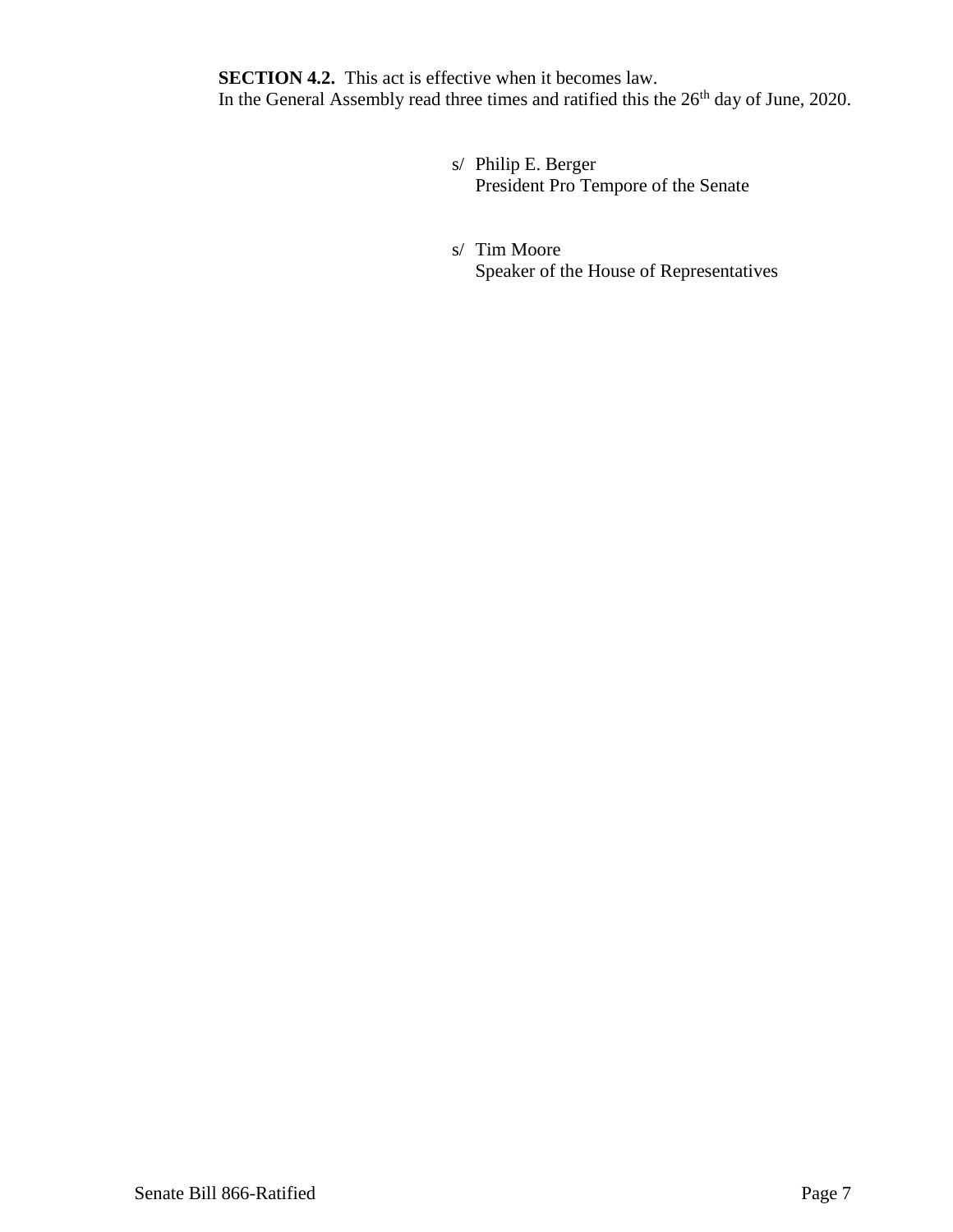**SECTION 4.2.** This act is effective when it becomes law.

In the General Assembly read three times and ratified this the 26th day of June, 2020.

s/ Philip E. Berger
President Pro Tempore of the Senate

s/ Tim Moore
Speaker of the House of Representatives